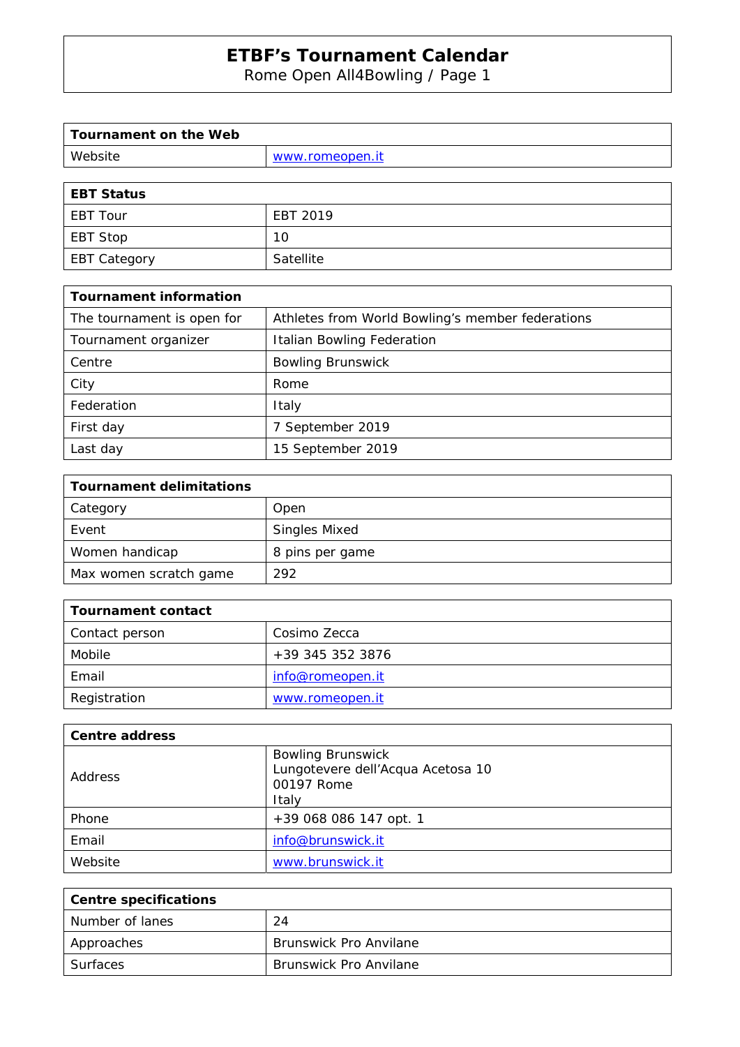# ETBF's Tournament Calendar

Rome Open All4Bowling / Page 1

| **Tournament on the Web** | |
|---|---|
| Website | www.romeopen.it |

| **EBT Status** | |
|---|---|
| EBT Tour | EBT 2019 |
| EBT Stop | 10 |
| EBT Category | Satellite |

| **Tournament information** | |
|---|---|
| The tournament is open for | Athletes from World Bowling's member federations |
| Tournament organizer | Italian Bowling Federation |
| Centre | Bowling Brunswick |
| City | Rome |
| Federation | Italy |
| First day | 7 September 2019 |
| Last day | 15 September 2019 |

| **Tournament delimitations** | |
|---|---|
| Category | Open |
| Event | Singles Mixed |
| Women handicap | 8 pins per game |
| Max women scratch game | 292 |

| **Tournament contact** | |
|---|---|
| Contact person | Cosimo Zecca |
| Mobile | +39 345 352 3876 |
| Email | info@romeopen.it |
| Registration | www.romeopen.it |

| **Centre address** | |
|---|---|
| Address | Bowling Brunswick<br>Lungotevere dell'Acqua Acetosa 10<br>00197 Rome<br>Italy |
| Phone | +39 068 086 147 opt. 1 |
| Email | info@brunswick.it |
| Website | www.brunswick.it |

| **Centre specifications** | |
|---|---|
| Number of lanes | 24 |
| Approaches | Brunswick Pro Anvilane |
| Surfaces | Brunswick Pro Anvilane |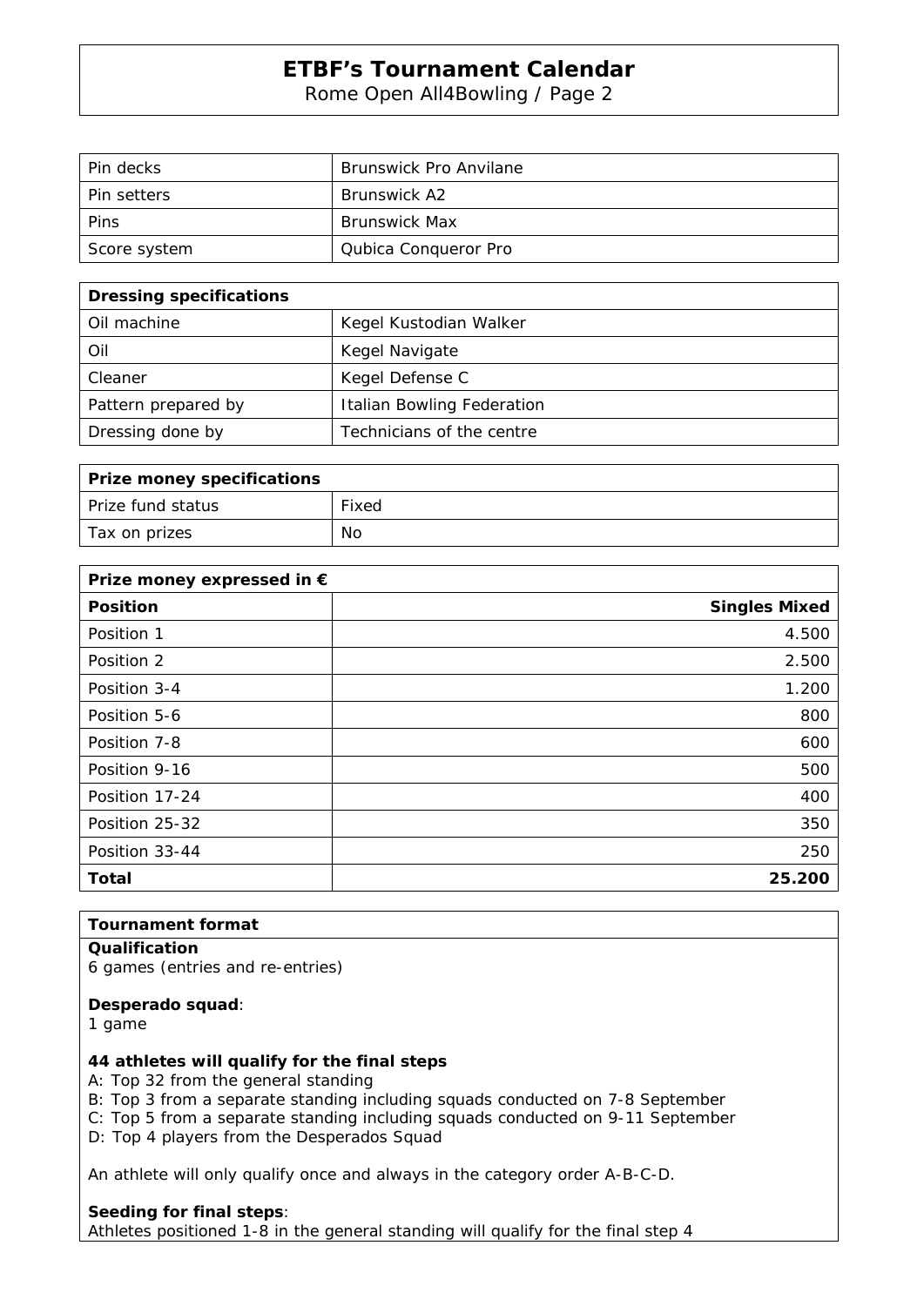| Pin decks | Brunswick Pro Anvilane |
|---|---|
| Pin setters | Brunswick A2 |
| Pins | Brunswick Max |
| Score system | Qubica Conqueror Pro |

| **Dressing specifications** | |
|---|---|
| Oil machine | Kegel Kustodian Walker |
| Oil | Kegel Navigate |
| Cleaner | Kegel Defense C |
| Pattern prepared by | Italian Bowling Federation |
| Dressing done by | Technicians of the centre |

| **Prize money specifications** | |
|---|---|
| Prize fund status | Fixed |
| Tax on prizes | No |

| **Prize money expressed in €** | |
|---|---:|
| **Position** | **Singles Mixed** |
| Position 1 | 4.500 |
| Position 2 | 2.500 |
| Position 3-4 | 1.200 |
| Position 5-6 | 800 |
| Position 7-8 | 600 |
| Position 9-16 | 500 |
| Position 17-24 | 400 |
| Position 25-32 | 350 |
| Position 33-44 | 250 |
| **Total** | **25.200** |

**Tournament format**

**Qualification**
6 games (entries and re-entries)

**Desperado squad**:
1 game

**44 athletes will qualify for the final steps**
A: Top 32 from the general standing
B: Top 3 from a separate standing including squads conducted on 7-8 September
C: Top 5 from a separate standing including squads conducted on 9-11 September
D: Top 4 players from the Desperados Squad

An athlete will only qualify once and always in the category order A-B-C-D.

**Seeding for final steps**:
Athletes positioned 1-8 in the general standing will qualify for the final step 4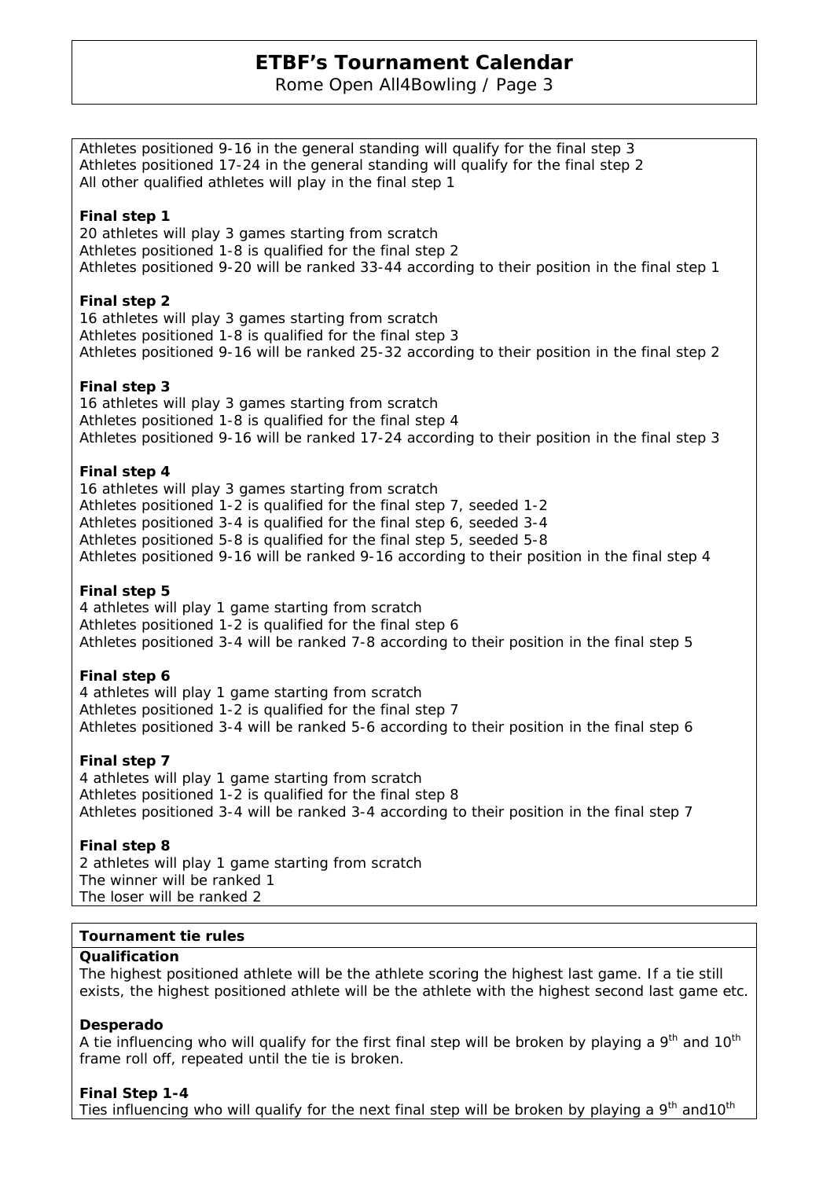Athletes positioned 9-16 in the general standing will qualify for the final step 3
Athletes positioned 17-24 in the general standing will qualify for the final step 2
All other qualified athletes will play in the final step 1

**Final step 1**
20 athletes will play 3 games starting from scratch
Athletes positioned 1-8 is qualified for the final step 2
Athletes positioned 9-20 will be ranked 33-44 according to their position in the final step 1

**Final step 2**
16 athletes will play 3 games starting from scratch
Athletes positioned 1-8 is qualified for the final step 3
Athletes positioned 9-16 will be ranked 25-32 according to their position in the final step 2

**Final step 3**
16 athletes will play 3 games starting from scratch
Athletes positioned 1-8 is qualified for the final step 4
Athletes positioned 9-16 will be ranked 17-24 according to their position in the final step 3

**Final step 4**
16 athletes will play 3 games starting from scratch
Athletes positioned 1-2 is qualified for the final step 7, seeded 1-2
Athletes positioned 3-4 is qualified for the final step 6, seeded 3-4
Athletes positioned 5-8 is qualified for the final step 5, seeded 5-8
Athletes positioned 9-16 will be ranked 9-16 according to their position in the final step 4

**Final step 5**
4 athletes will play 1 game starting from scratch
Athletes positioned 1-2 is qualified for the final step 6
Athletes positioned 3-4 will be ranked 7-8 according to their position in the final step 5

**Final step 6**
4 athletes will play 1 game starting from scratch
Athletes positioned 1-2 is qualified for the final step 7
Athletes positioned 3-4 will be ranked 5-6 according to their position in the final step 6

**Final step 7**
4 athletes will play 1 game starting from scratch
Athletes positioned 1-2 is qualified for the final step 8
Athletes positioned 3-4 will be ranked 3-4 according to their position in the final step 7

**Final step 8**
2 athletes will play 1 game starting from scratch
The winner will be ranked 1
The loser will be ranked 2

**Tournament tie rules**

**Qualification**
The highest positioned athlete will be the athlete scoring the highest last game. If a tie still exists, the highest positioned athlete will be the athlete with the highest second last game etc.

**Desperado**
A tie influencing who will qualify for the first final step will be broken by playing a 9th and 10th frame roll off, repeated until the tie is broken.

**Final Step 1-4**
Ties influencing who will qualify for the next final step will be broken by playing a 9th and10th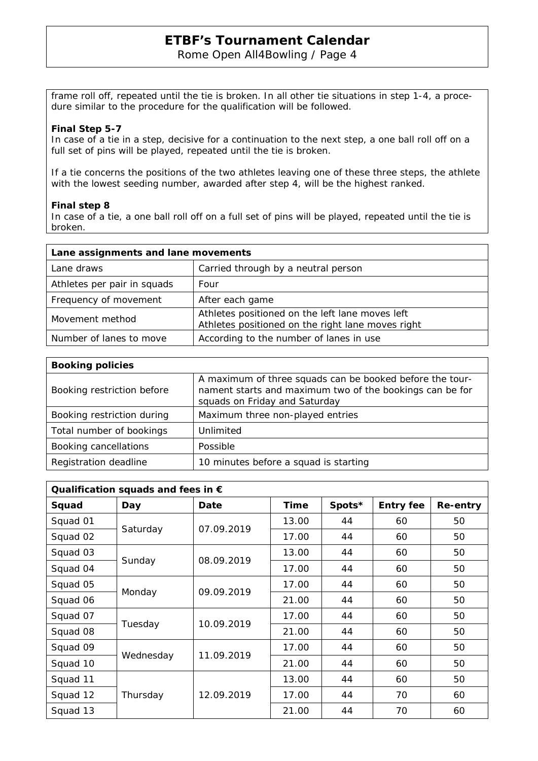frame roll off, repeated until the tie is broken. In all other tie situations in step 1-4, a procedure similar to the procedure for the qualification will be followed.

**Final Step 5-7**
In case of a tie in a step, decisive for a continuation to the next step, a one ball roll off on a full set of pins will be played, repeated until the tie is broken.

If a tie concerns the positions of the two athletes leaving one of these three steps, the athlete with the lowest seeding number, awarded after step 4, will be the highest ranked.

**Final step 8**
In case of a tie, a one ball roll off on a full set of pins will be played, repeated until the tie is broken.

| **Lane assignments and lane movements** | |
|---|---|
| Lane draws | Carried through by a neutral person |
| Athletes per pair in squads | Four |
| Frequency of movement | After each game |
| Movement method | Athletes positioned on the left lane moves left<br>Athletes positioned on the right lane moves right |
| Number of lanes to move | According to the number of lanes in use |

| **Booking policies** | |
|---|---|
| Booking restriction before | A maximum of three squads can be booked before the tournament starts and maximum two of the bookings can be for squads on Friday and Saturday |
| Booking restriction during | Maximum three non-played entries |
| Total number of bookings | Unlimited |
| Booking cancellations | Possible |
| Registration deadline | 10 minutes before a squad is starting |

| **Qualification squads and fees in €** | | | | | | |
|---|---|---|---|---|---|---|
| **Squad** | **Day** | **Date** | **Time** | **Spots*** | **Entry fee** | **Re-entry** |
| Squad 01 | Saturday | 07.09.2019 | 13.00 | 44 | 60 | 50 |
| Squad 02 | | | 17.00 | 44 | 60 | 50 |
| Squad 03 | Sunday | 08.09.2019 | 13.00 | 44 | 60 | 50 |
| Squad 04 | | | 17.00 | 44 | 60 | 50 |
| Squad 05 | Monday | 09.09.2019 | 17.00 | 44 | 60 | 50 |
| Squad 06 | | | 21.00 | 44 | 60 | 50 |
| Squad 07 | Tuesday | 10.09.2019 | 17.00 | 44 | 60 | 50 |
| Squad 08 | | | 21.00 | 44 | 60 | 50 |
| Squad 09 | Wednesday | 11.09.2019 | 17.00 | 44 | 60 | 50 |
| Squad 10 | | | 21.00 | 44 | 60 | 50 |
| Squad 11 | Thursday | 12.09.2019 | 13.00 | 44 | 60 | 50 |
| Squad 12 | | | 17.00 | 44 | 70 | 60 |
| Squad 13 | | | 21.00 | 44 | 70 | 60 |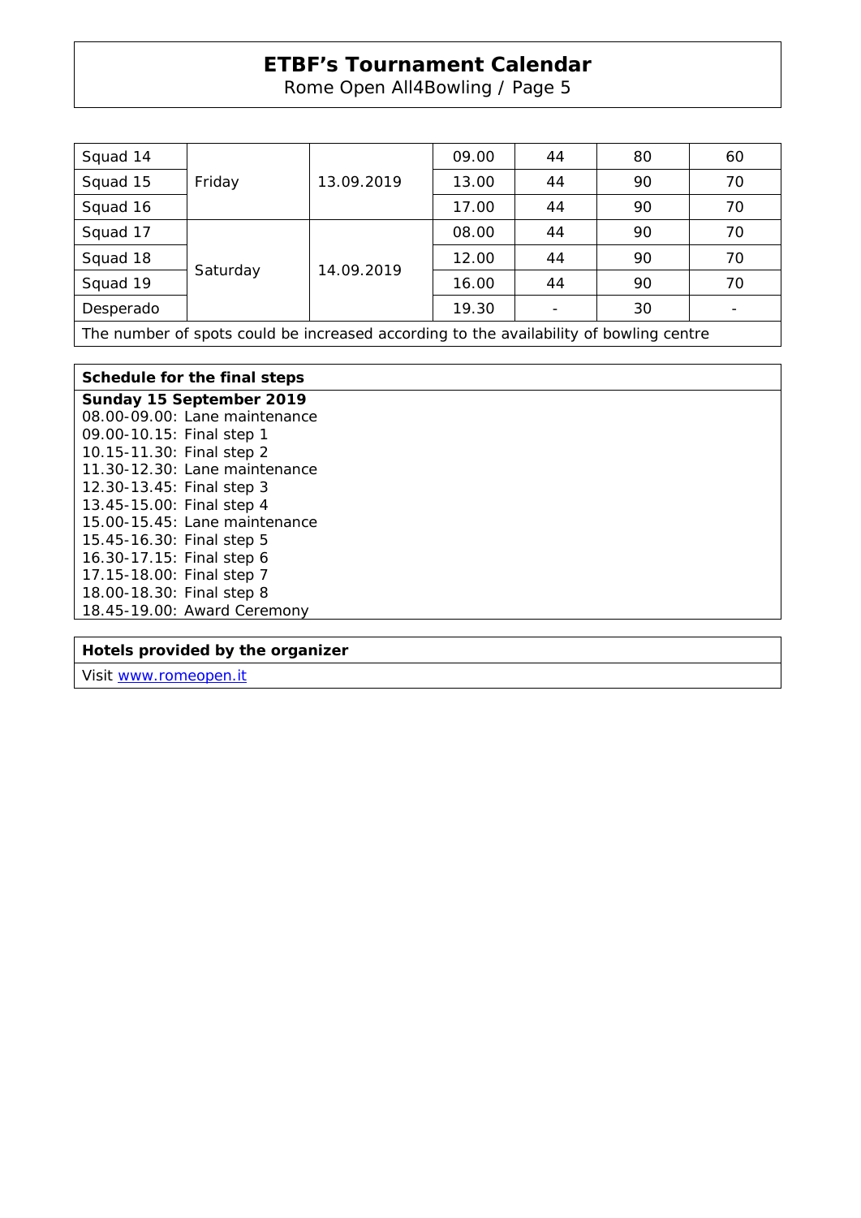| | | | | | | |
|---|---|---|---|---|---|---|
| Squad 14 | Friday | 13.09.2019 | 09.00 | 44 | 80 | 60 |
| Squad 15 | | | 13.00 | 44 | 90 | 70 |
| Squad 16 | | | 17.00 | 44 | 90 | 70 |
| Squad 17 | Saturday | 14.09.2019 | 08.00 | 44 | 90 | 70 |
| Squad 18 | | | 12.00 | 44 | 90 | 70 |
| Squad 19 | | | 16.00 | 44 | 90 | 70 |
| Desperado | | | 19.30 | - | 30 | - |
| The number of spots could be increased according to the availability of bowling centre | | | | | | |

**Schedule for the final steps**

**Sunday 15 September 2019**

08.00-09.00: Lane maintenance
09.00-10.15: Final step 1
10.15-11.30: Final step 2
11.30-12.30: Lane maintenance
12.30-13.45: Final step 3
13.45-15.00: Final step 4
15.00-15.45: Lane maintenance
15.45-16.30: Final step 5
16.30-17.15: Final step 6
17.15-18.00: Final step 7
18.00-18.30: Final step 8
18.45-19.00: Award Ceremony

**Hotels provided by the organizer**

Visit [www.romeopen.it](http://www.romeopen.it)